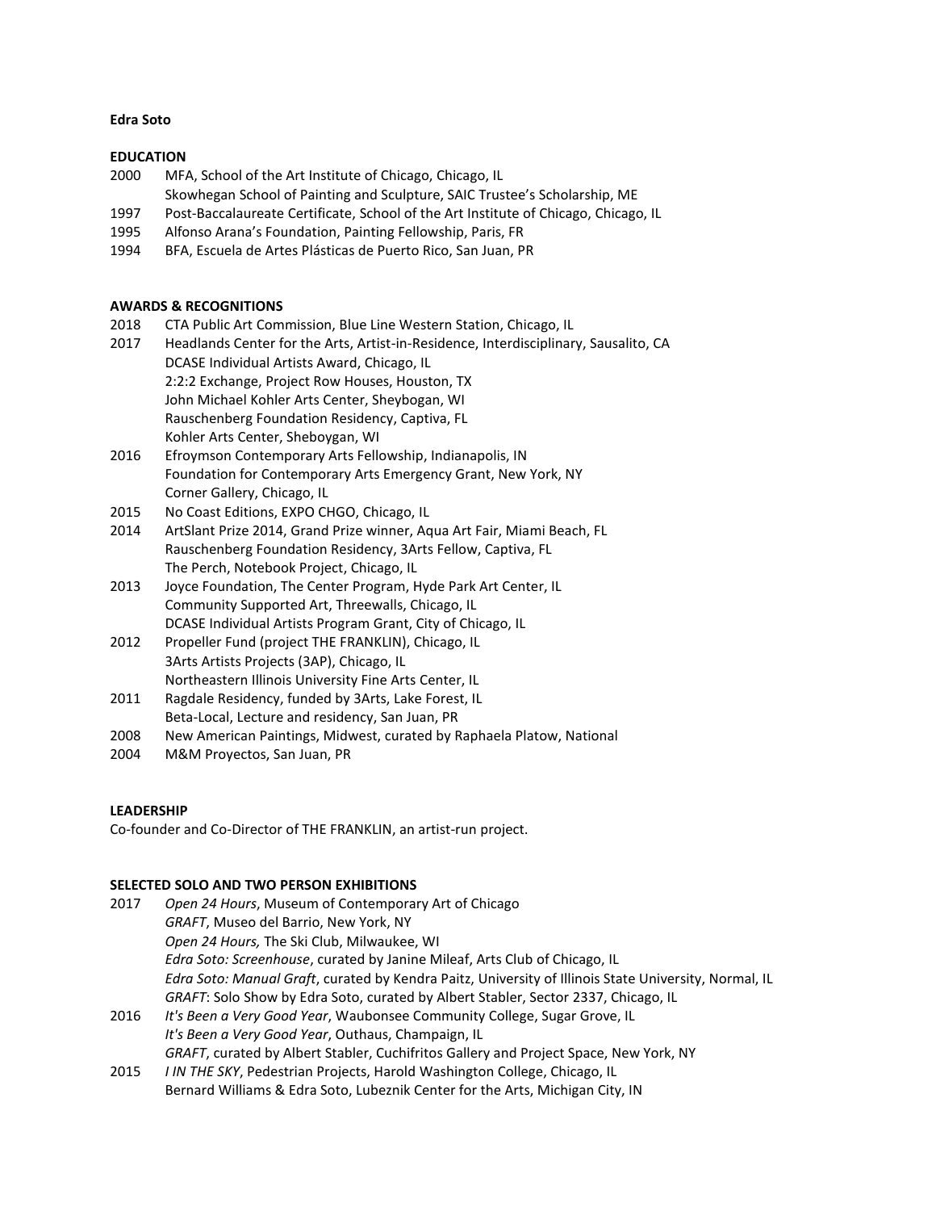**Edra Soto**

**EDUCATION**

2000 MFA, School of the Art Institute of Chicago, Chicago, IL
Skowhegan School of Painting and Sculpture, SAIC Trustee's Scholarship, ME
1997 Post-Baccalaureate Certificate, School of the Art Institute of Chicago, Chicago, IL
1995 Alfonso Arana's Foundation, Painting Fellowship, Paris, FR
1994 BFA, Escuela de Artes Plásticas de Puerto Rico, San Juan, PR

**AWARDS & RECOGNITIONS**

2018 CTA Public Art Commission, Blue Line Western Station, Chicago, IL
2017 Headlands Center for the Arts, Artist-in-Residence, Interdisciplinary, Sausalito, CA
DCASE Individual Artists Award, Chicago, IL
2:2:2 Exchange, Project Row Houses, Houston, TX
John Michael Kohler Arts Center, Sheybogan, WI
Rauschenberg Foundation Residency, Captiva, FL
Kohler Arts Center, Sheboygan, WI
2016 Efroymson Contemporary Arts Fellowship, Indianapolis, IN
Foundation for Contemporary Arts Emergency Grant, New York, NY
Corner Gallery, Chicago, IL
2015 No Coast Editions, EXPO CHGO, Chicago, IL
2014 ArtSlant Prize 2014, Grand Prize winner, Aqua Art Fair, Miami Beach, FL
Rauschenberg Foundation Residency, 3Arts Fellow, Captiva, FL
The Perch, Notebook Project, Chicago, IL
2013 Joyce Foundation, The Center Program, Hyde Park Art Center, IL
Community Supported Art, Threewalls, Chicago, IL
DCASE Individual Artists Program Grant, City of Chicago, IL
2012 Propeller Fund (project THE FRANKLIN), Chicago, IL
3Arts Artists Projects (3AP), Chicago, IL
Northeastern Illinois University Fine Arts Center, IL
2011 Ragdale Residency, funded by 3Arts, Lake Forest, IL
Beta-Local, Lecture and residency, San Juan, PR
2008 New American Paintings, Midwest, curated by Raphaela Platow, National
2004 M&M Proyectos, San Juan, PR

**LEADERSHIP**

Co-founder and Co-Director of THE FRANKLIN, an artist-run project.

**SELECTED SOLO AND TWO PERSON EXHIBITIONS**

2017 *Open 24 Hours*, Museum of Contemporary Art of Chicago
*GRAFT*, Museo del Barrio, New York, NY
*Open 24 Hours,* The Ski Club, Milwaukee, WI
*Edra Soto: Screenhouse*, curated by Janine Mileaf, Arts Club of Chicago, IL
*Edra Soto: Manual Graft*, curated by Kendra Paitz, University of Illinois State University, Normal, IL
*GRAFT*: Solo Show by Edra Soto, curated by Albert Stabler, Sector 2337, Chicago, IL
2016 *It's Been a Very Good Year*, Waubonsee Community College, Sugar Grove, IL
*It's Been a Very Good Year*, Outhaus, Champaign, IL
*GRAFT*, curated by Albert Stabler, Cuchifritos Gallery and Project Space, New York, NY
2015 *I IN THE SKY*, Pedestrian Projects, Harold Washington College, Chicago, IL
Bernard Williams & Edra Soto, Lubeznik Center for the Arts, Michigan City, IN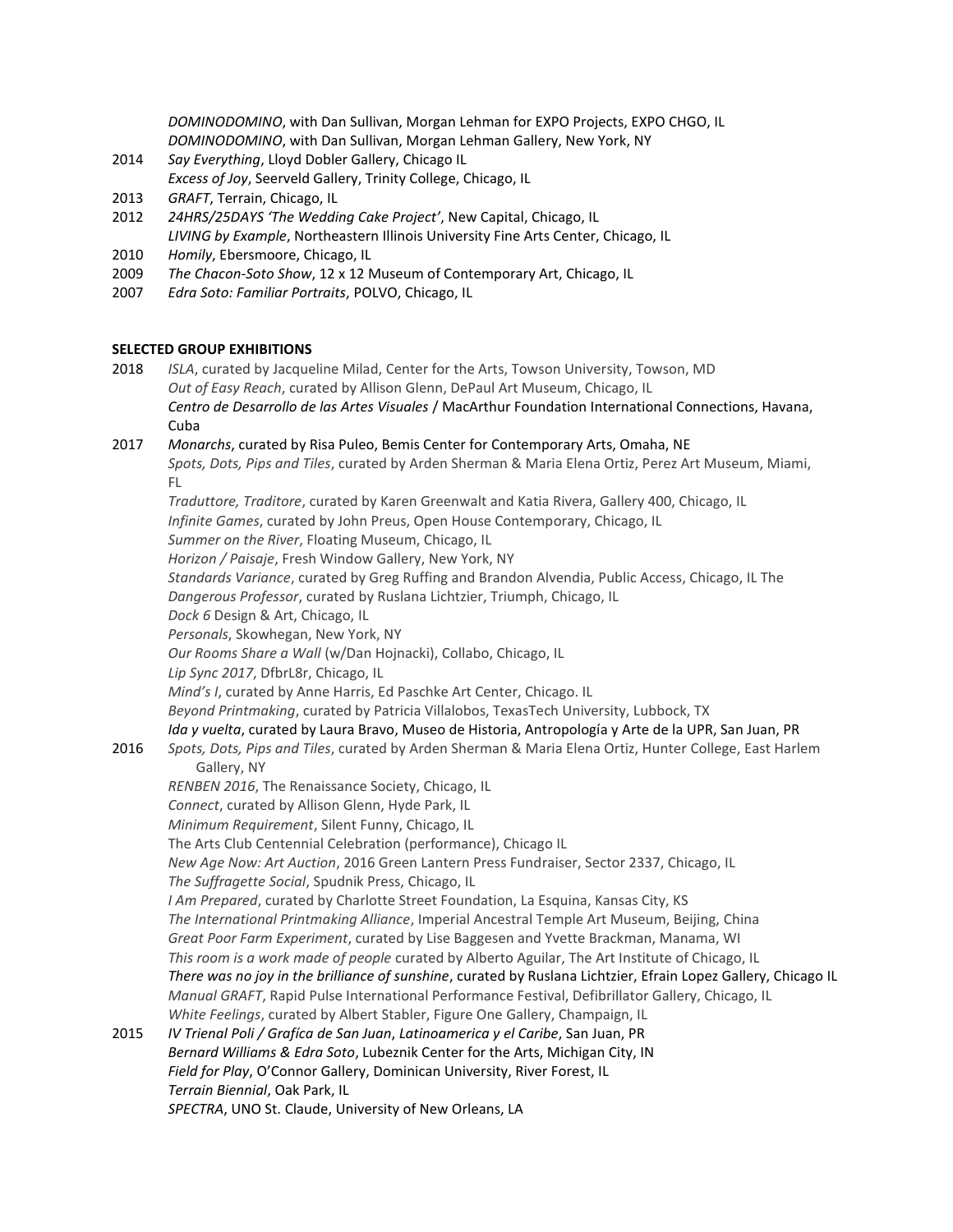*DOMINODOMINO*, with Dan Sullivan, Morgan Lehman for EXPO Projects, EXPO CHGO, IL
*DOMINODOMINO*, with Dan Sullivan, Morgan Lehman Gallery, New York, NY

2014 *Say Everything*, Lloyd Dobler Gallery, Chicago IL
*Excess of Joy*, Seerveld Gallery, Trinity College, Chicago, IL

2013 *GRAFT*, Terrain, Chicago, IL

2012 *24HRS/25DAYS 'The Wedding Cake Project'*, New Capital, Chicago, IL
*LIVING by Example*, Northeastern Illinois University Fine Arts Center, Chicago, IL

2010 *Homily*, Ebersmoore, Chicago, IL

2009 *The Chacon-Soto Show*, 12 x 12 Museum of Contemporary Art, Chicago, IL

2007 *Edra Soto: Familiar Portraits*, POLVO, Chicago, IL

**SELECTED GROUP EXHIBITIONS**

2018 *ISLA*, curated by Jacqueline Milad, Center for the Arts, Towson University, Towson, MD
*Out of Easy Reach*, curated by Allison Glenn, DePaul Art Museum, Chicago, IL
*Centro de Desarrollo de las Artes Visuales* / MacArthur Foundation International Connections, Havana, Cuba

2017 *Monarchs*, curated by Risa Puleo, Bemis Center for Contemporary Arts, Omaha, NE
*Spots, Dots, Pips and Tiles*, curated by Arden Sherman & Maria Elena Ortiz, Perez Art Museum, Miami, FL
*Traduttore, Traditore*, curated by Karen Greenwalt and Katia Rivera, Gallery 400, Chicago, IL
*Infinite Games*, curated by John Preus, Open House Contemporary, Chicago, IL
*Summer on the River*, Floating Museum, Chicago, IL
*Horizon / Paisaje*, Fresh Window Gallery, New York, NY
*Standards Variance*, curated by Greg Ruffing and Brandon Alvendia, Public Access, Chicago, IL The
*Dangerous Professor*, curated by Ruslana Lichtzier, Triumph, Chicago, IL
*Dock 6* Design & Art, Chicago, IL
*Personals*, Skowhegan, New York, NY
*Our Rooms Share a Wall* (w/Dan Hojnacki), Collabo, Chicago, IL
*Lip Sync 2017*, DfbrL8r, Chicago, IL
*Mind's I*, curated by Anne Harris, Ed Paschke Art Center, Chicago. IL
*Beyond Printmaking*, curated by Patricia Villalobos, TexasTech University, Lubbock, TX
*Ida y vuelta*, curated by Laura Bravo, Museo de Historia, Antropología y Arte de la UPR, San Juan, PR

2016 *Spots, Dots, Pips and Tiles*, curated by Arden Sherman & Maria Elena Ortiz, Hunter College, East Harlem Gallery, NY
*RENBEN 2016*, The Renaissance Society, Chicago, IL
*Connect*, curated by Allison Glenn, Hyde Park, IL
*Minimum Requirement*, Silent Funny, Chicago, IL
The Arts Club Centennial Celebration (performance), Chicago IL
*New Age Now: Art Auction*, 2016 Green Lantern Press Fundraiser, Sector 2337, Chicago, IL
*The Suffragette Social*, Spudnik Press, Chicago, IL
*I Am Prepared*, curated by Charlotte Street Foundation, La Esquina, Kansas City, KS
*The International Printmaking Alliance*, Imperial Ancestral Temple Art Museum, Beijing, China
*Great Poor Farm Experiment*, curated by Lise Baggesen and Yvette Brackman, Manama, WI
*This room is a work made of people* curated by Alberto Aguilar, The Art Institute of Chicago, IL
*There was no joy in the brilliance of sunshine*, curated by Ruslana Lichtzier, Efrain Lopez Gallery, Chicago IL
*Manual GRAFT*, Rapid Pulse International Performance Festival, Defibrillator Gallery, Chicago, IL
*White Feelings*, curated by Albert Stabler, Figure One Gallery, Champaign, IL

2015 *IV Trienal Poli / Grafíca de San Juan*, *Latinoamerica y el Caribe*, San Juan, PR
*Bernard Williams & Edra Soto*, Lubeznik Center for the Arts, Michigan City, IN
*Field for Play*, O'Connor Gallery, Dominican University, River Forest, IL
*Terrain Biennial*, Oak Park, IL
*SPECTRA*, UNO St. Claude, University of New Orleans, LA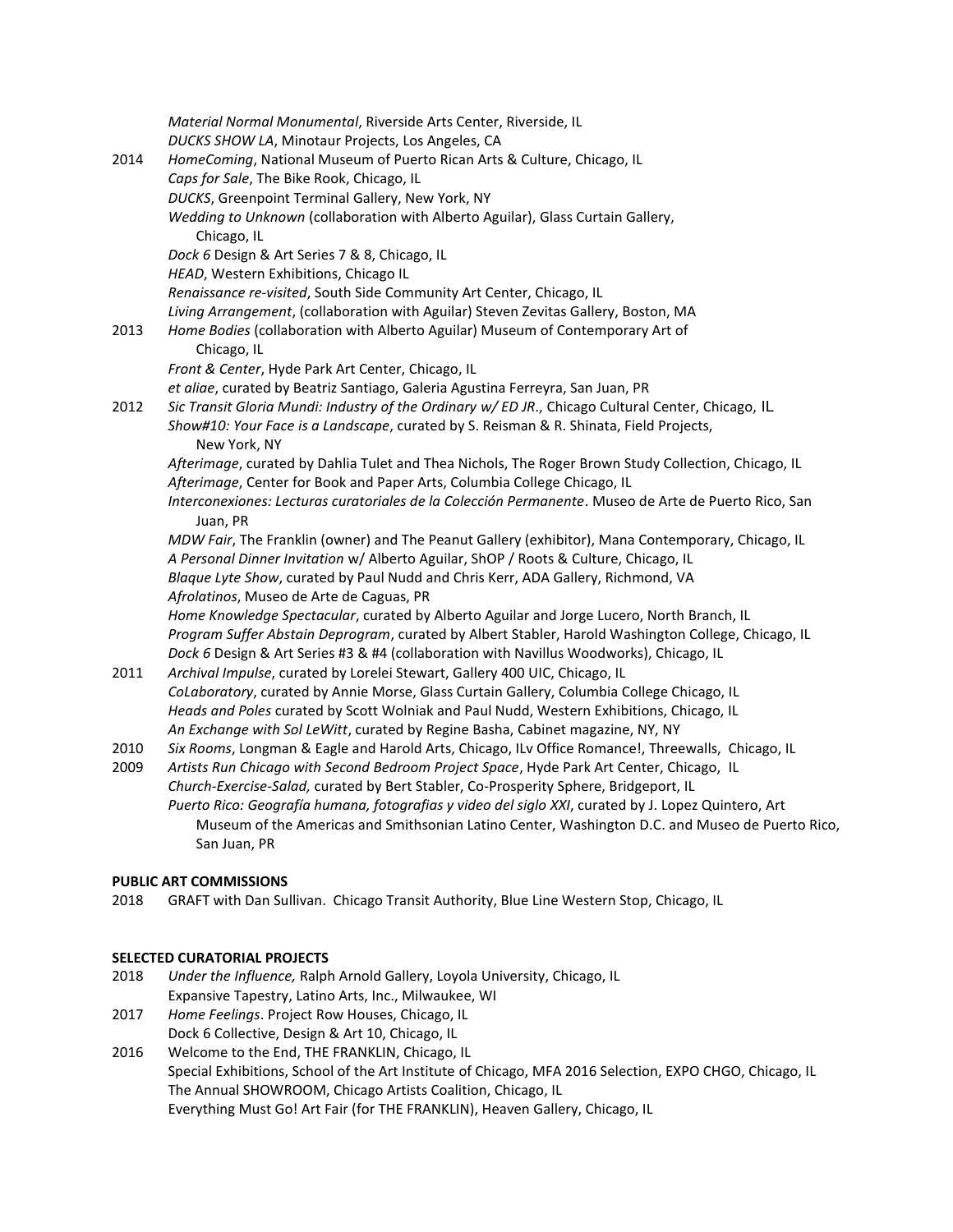*Material Normal Monumental*, Riverside Arts Center, Riverside, IL
*DUCKS SHOW LA*, Minotaur Projects, Los Angeles, CA

2014 *HomeComing*, National Museum of Puerto Rican Arts & Culture, Chicago, IL
*Caps for Sale*, The Bike Rook, Chicago, IL
*DUCKS*, Greenpoint Terminal Gallery, New York, NY
*Wedding to Unknown* (collaboration with Alberto Aguilar), Glass Curtain Gallery, Chicago, IL
*Dock 6* Design & Art Series 7 & 8, Chicago, IL
*HEAD*, Western Exhibitions, Chicago IL
*Renaissance re-visited*, South Side Community Art Center, Chicago, IL
*Living Arrangement*, (collaboration with Aguilar) Steven Zevitas Gallery, Boston, MA

2013 *Home Bodies* (collaboration with Alberto Aguilar) Museum of Contemporary Art of Chicago, IL
*Front & Center*, Hyde Park Art Center, Chicago, IL
*et aliae*, curated by Beatriz Santiago, Galeria Agustina Ferreyra, San Juan, PR

2012 *Sic Transit Gloria Mundi: Industry of the Ordinary w/ ED JR.*, Chicago Cultural Center, Chicago, IL
*Show#10: Your Face is a Landscape*, curated by S. Reisman & R. Shinata, Field Projects, New York, NY
*Afterimage*, curated by Dahlia Tulet and Thea Nichols, The Roger Brown Study Collection, Chicago, IL
*Afterimage*, Center for Book and Paper Arts, Columbia College Chicago, IL
*Interconexiones: Lecturas curatoriales de la Colección Permanente*. Museo de Arte de Puerto Rico, San Juan, PR
*MDW Fair*, The Franklin (owner) and The Peanut Gallery (exhibitor), Mana Contemporary, Chicago, IL
*A Personal Dinner Invitation* w/ Alberto Aguilar, ShOP / Roots & Culture, Chicago, IL
*Blaque Lyte Show*, curated by Paul Nudd and Chris Kerr, ADA Gallery, Richmond, VA
*Afrolatinos*, Museo de Arte de Caguas, PR
*Home Knowledge Spectacular*, curated by Alberto Aguilar and Jorge Lucero, North Branch, IL
*Program Suffer Abstain Deprogram*, curated by Albert Stabler, Harold Washington College, Chicago, IL
*Dock 6* Design & Art Series #3 & #4 (collaboration with Navillus Woodworks), Chicago, IL

2011 *Archival Impulse*, curated by Lorelei Stewart, Gallery 400 UIC, Chicago, IL
*CoLaboratory*, curated by Annie Morse, Glass Curtain Gallery, Columbia College Chicago, IL
*Heads and Poles* curated by Scott Wolniak and Paul Nudd, Western Exhibitions, Chicago, IL
*An Exchange with Sol LeWitt*, curated by Regine Basha, Cabinet magazine, NY, NY

2010 *Six Rooms*, Longman & Eagle and Harold Arts, Chicago, ILv Office Romance!, Threewalls, Chicago, IL

2009 *Artists Run Chicago with Second Bedroom Project Space*, Hyde Park Art Center, Chicago, IL
*Church-Exercise-Salad,* curated by Bert Stabler, Co-Prosperity Sphere, Bridgeport, IL
*Puerto Rico: Geografía humana, fotografias y video del siglo XXI*, curated by J. Lopez Quintero, Art Museum of the Americas and Smithsonian Latino Center, Washington D.C. and Museo de Puerto Rico, San Juan, PR

**PUBLIC ART COMMISSIONS**

2018 GRAFT with Dan Sullivan. Chicago Transit Authority, Blue Line Western Stop, Chicago, IL

**SELECTED CURATORIAL PROJECTS**

2018 *Under the Influence,* Ralph Arnold Gallery, Loyola University, Chicago, IL
Expansive Tapestry, Latino Arts, Inc., Milwaukee, WI

2017 *Home Feelings*. Project Row Houses, Chicago, IL
Dock 6 Collective, Design & Art 10, Chicago, IL

2016 Welcome to the End, THE FRANKLIN, Chicago, IL
Special Exhibitions, School of the Art Institute of Chicago, MFA 2016 Selection, EXPO CHGO, Chicago, IL
The Annual SHOWROOM, Chicago Artists Coalition, Chicago, IL
Everything Must Go! Art Fair (for THE FRANKLIN), Heaven Gallery, Chicago, IL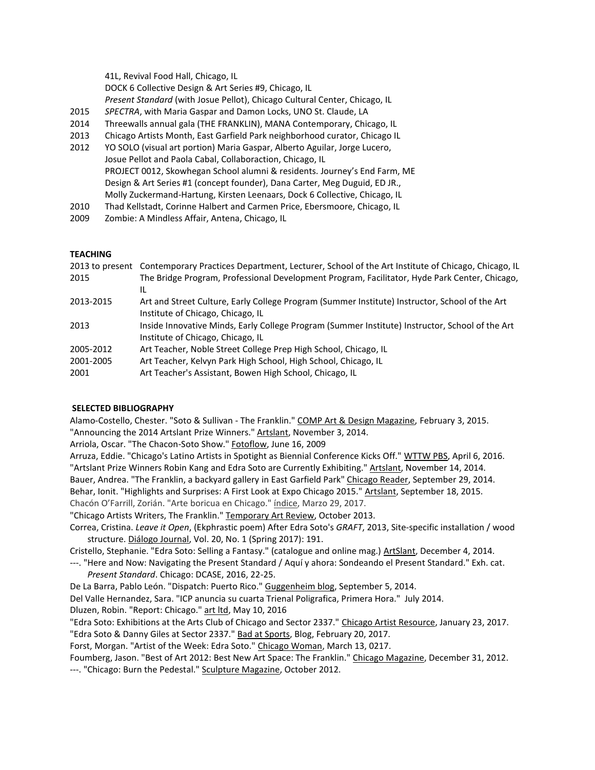41L, Revival Food Hall, Chicago, IL
DOCK 6 Collective Design & Art Series #9, Chicago, IL
*Present Standard* (with Josue Pellot), Chicago Cultural Center, Chicago, IL

2015 *SPECTRA*, with Maria Gaspar and Damon Locks, UNO St. Claude, LA
2014 Threewalls annual gala (THE FRANKLIN), MANA Contemporary, Chicago, IL
2013 Chicago Artists Month, East Garfield Park neighborhood curator, Chicago IL
2012 YO SOLO (visual art portion) Maria Gaspar, Alberto Aguilar, Jorge Lucero, Josue Pellot and Paola Cabal, Collaboraction, Chicago, IL
PROJECT 0012, Skowhegan School alumni & residents. Journey's End Farm, ME
Design & Art Series #1 (concept founder), Dana Carter, Meg Duguid, ED JR., Molly Zuckermand-Hartung, Kirsten Leenaars, Dock 6 Collective, Chicago, IL
2010 Thad Kellstadt, Corinne Halbert and Carmen Price, Ebersmoore, Chicago, IL
2009 Zombie: A Mindless Affair, Antena, Chicago, IL

**TEACHING**

2013 to present Contemporary Practices Department, Lecturer, School of the Art Institute of Chicago, Chicago, IL
2015 The Bridge Program, Professional Development Program, Facilitator, Hyde Park Center, Chicago, IL
2013-2015 Art and Street Culture, Early College Program (Summer Institute) Instructor, School of the Art Institute of Chicago, Chicago, IL
2013 Inside Innovative Minds, Early College Program (Summer Institute) Instructor, School of the Art Institute of Chicago, Chicago, IL
2005-2012 Art Teacher, Noble Street College Prep High School, Chicago, IL
2001-2005 Art Teacher, Kelvyn Park High School, High School, Chicago, IL
2001 Art Teacher's Assistant, Bowen High School, Chicago, IL

**SELECTED BIBLIOGRAPHY**

Alamo-Costello, Chester. "Soto & Sullivan - The Franklin." COMP Art & Design Magazine, February 3, 2015.
"Announcing the 2014 Artslant Prize Winners." Artslant, November 3, 2014.
Arriola, Oscar. "The Chacon-Soto Show." Fotoflow, June 16, 2009
Arruza, Eddie. "Chicago's Latino Artists in Spotight as Biennial Conference Kicks Off." WTTW PBS, April 6, 2016.
"Artslant Prize Winners Robin Kang and Edra Soto are Currently Exhibiting." Artslant, November 14, 2014.
Bauer, Andrea. "The Franklin, a backyard gallery in East Garfield Park" Chicago Reader, September 29, 2014.
Behar, Ionit. "Highlights and Surprises: A First Look at Expo Chicago 2015." Artslant, September 18, 2015.
Chacón O'Farrill, Zorián. "Arte boricua en Chicago." índice, Marzo 29, 2017.
"Chicago Artists Writers, The Franklin." Temporary Art Review, October 2013.
Correa, Cristina. *Leave it Open*, (Ekphrastic poem) After Edra Soto's *GRAFT*, 2013, Site-specific installation / wood structure. Diálogo Journal, Vol. 20, No. 1 (Spring 2017): 191.
Cristello, Stephanie. "Edra Soto: Selling a Fantasy." (catalogue and online mag.) ArtSlant, December 4, 2014.
---. "Here and Now: Navigating the Present Standard / Aquí y ahora: Sondeando el Present Standard." Exh. cat. *Present Standard*. Chicago: DCASE, 2016, 22-25.
De La Barra, Pablo León. "Dispatch: Puerto Rico." Guggenheim blog, September 5, 2014.
Del Valle Hernandez, Sara. "ICP anuncia su cuarta Trienal Poligrafica, Primera Hora." July 2014.
Dluzen, Robin. "Report: Chicago." art ltd, May 10, 2016
"Edra Soto: Exhibitions at the Arts Club of Chicago and Sector 2337." Chicago Artist Resource, January 23, 2017.
"Edra Soto & Danny Giles at Sector 2337." Bad at Sports, Blog, February 20, 2017.
Forst, Morgan. "Artist of the Week: Edra Soto." Chicago Woman, March 13, 0217.
Foumberg, Jason. "Best of Art 2012: Best New Art Space: The Franklin." Chicago Magazine, December 31, 2012.
---. "Chicago: Burn the Pedestal." Sculpture Magazine, October 2012.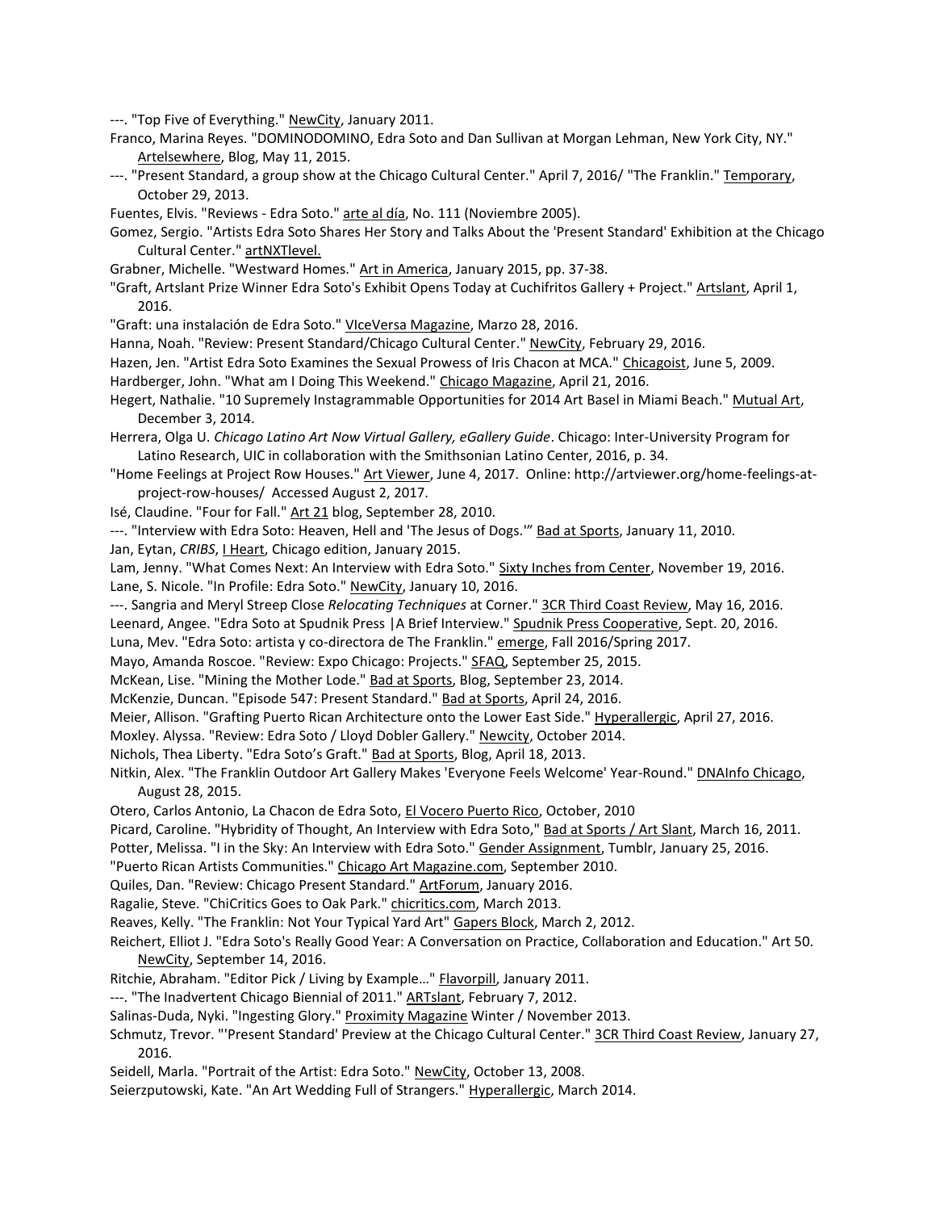---. "Top Five of Everything." NewCity, January 2011.

Franco, Marina Reyes. "DOMINODOMINO, Edra Soto and Dan Sullivan at Morgan Lehman, New York City, NY." Artelsewhere, Blog, May 11, 2015.

---. "Present Standard, a group show at the Chicago Cultural Center." April 7, 2016/ "The Franklin." Temporary, October 29, 2013.

Fuentes, Elvis. "Reviews - Edra Soto." arte al día, No. 111 (Noviembre 2005).

Gomez, Sergio. "Artists Edra Soto Shares Her Story and Talks About the 'Present Standard' Exhibition at the Chicago Cultural Center." artNXTlevel.

Grabner, Michelle. "Westward Homes." Art in America, January 2015, pp. 37-38.

"Graft, Artslant Prize Winner Edra Soto's Exhibit Opens Today at Cuchifritos Gallery + Project." Artslant, April 1, 2016.

"Graft: una instalación de Edra Soto." VIceVersa Magazine, Marzo 28, 2016.

Hanna, Noah. "Review: Present Standard/Chicago Cultural Center." NewCity, February 29, 2016.

Hazen, Jen. "Artist Edra Soto Examines the Sexual Prowess of Iris Chacon at MCA." Chicagoist, June 5, 2009.

Hardberger, John. "What am I Doing This Weekend." Chicago Magazine, April 21, 2016.

Hegert, Nathalie. "10 Supremely Instagrammable Opportunities for 2014 Art Basel in Miami Beach." Mutual Art, December 3, 2014.

Herrera, Olga U. *Chicago Latino Art Now Virtual Gallery, eGallery Guide*. Chicago: Inter-University Program for Latino Research, UIC in collaboration with the Smithsonian Latino Center, 2016, p. 34.

"Home Feelings at Project Row Houses." Art Viewer, June 4, 2017. Online: http://artviewer.org/home-feelings-at-project-row-houses/ Accessed August 2, 2017.

Isé, Claudine. "Four for Fall." Art 21 blog, September 28, 2010.

---. "Interview with Edra Soto: Heaven, Hell and 'The Jesus of Dogs.'" Bad at Sports, January 11, 2010.

Jan, Eytan, *CRIBS*, I Heart, Chicago edition, January 2015.

Lam, Jenny. "What Comes Next: An Interview with Edra Soto." Sixty Inches from Center, November 19, 2016.

Lane, S. Nicole. "In Profile: Edra Soto." NewCity, January 10, 2016.

---. Sangria and Meryl Streep Close *Relocating Techniques* at Corner." 3CR Third Coast Review, May 16, 2016.

Leenard, Angee. "Edra Soto at Spudnik Press |A Brief Interview." Spudnik Press Cooperative, Sept. 20, 2016.

Luna, Mev. "Edra Soto: artista y co-directora de The Franklin." emerge, Fall 2016/Spring 2017.

Mayo, Amanda Roscoe. "Review: Expo Chicago: Projects." SFAQ, September 25, 2015.

McKean, Lise. "Mining the Mother Lode." Bad at Sports, Blog, September 23, 2014.

McKenzie, Duncan. "Episode 547: Present Standard." Bad at Sports, April 24, 2016.

Meier, Allison. "Grafting Puerto Rican Architecture onto the Lower East Side." Hyperallergic, April 27, 2016.

Moxley. Alyssa. "Review: Edra Soto / Lloyd Dobler Gallery." Newcity, October 2014.

Nichols, Thea Liberty. "Edra Soto's Graft." Bad at Sports, Blog, April 18, 2013.

Nitkin, Alex. "The Franklin Outdoor Art Gallery Makes 'Everyone Feels Welcome' Year-Round." DNAInfo Chicago, August 28, 2015.

Otero, Carlos Antonio, La Chacon de Edra Soto, El Vocero Puerto Rico, October, 2010

Picard, Caroline. "Hybridity of Thought, An Interview with Edra Soto," Bad at Sports / Art Slant, March 16, 2011.

Potter, Melissa. "I in the Sky: An Interview with Edra Soto." Gender Assignment, Tumblr, January 25, 2016.

"Puerto Rican Artists Communities." Chicago Art Magazine.com, September 2010.

Quiles, Dan. "Review: Chicago Present Standard." ArtForum, January 2016.

Ragalie, Steve. "ChiCritics Goes to Oak Park." chicritics.com, March 2013.

Reaves, Kelly. "The Franklin: Not Your Typical Yard Art" Gapers Block, March 2, 2012.

Reichert, Elliot J. "Edra Soto's Really Good Year: A Conversation on Practice, Collaboration and Education." Art 50. NewCity, September 14, 2016.

Ritchie, Abraham. "Editor Pick / Living by Example…" Flavorpill, January 2011.

---. "The Inadvertent Chicago Biennial of 2011." ARTslant, February 7, 2012.

Salinas-Duda, Nyki. "Ingesting Glory." Proximity Magazine Winter / November 2013.

Schmutz, Trevor. "'Present Standard' Preview at the Chicago Cultural Center." 3CR Third Coast Review, January 27, 2016.

Seidell, Marla. "Portrait of the Artist: Edra Soto." NewCity, October 13, 2008.

Seierzputowski, Kate. "An Art Wedding Full of Strangers." Hyperallergic, March 2014.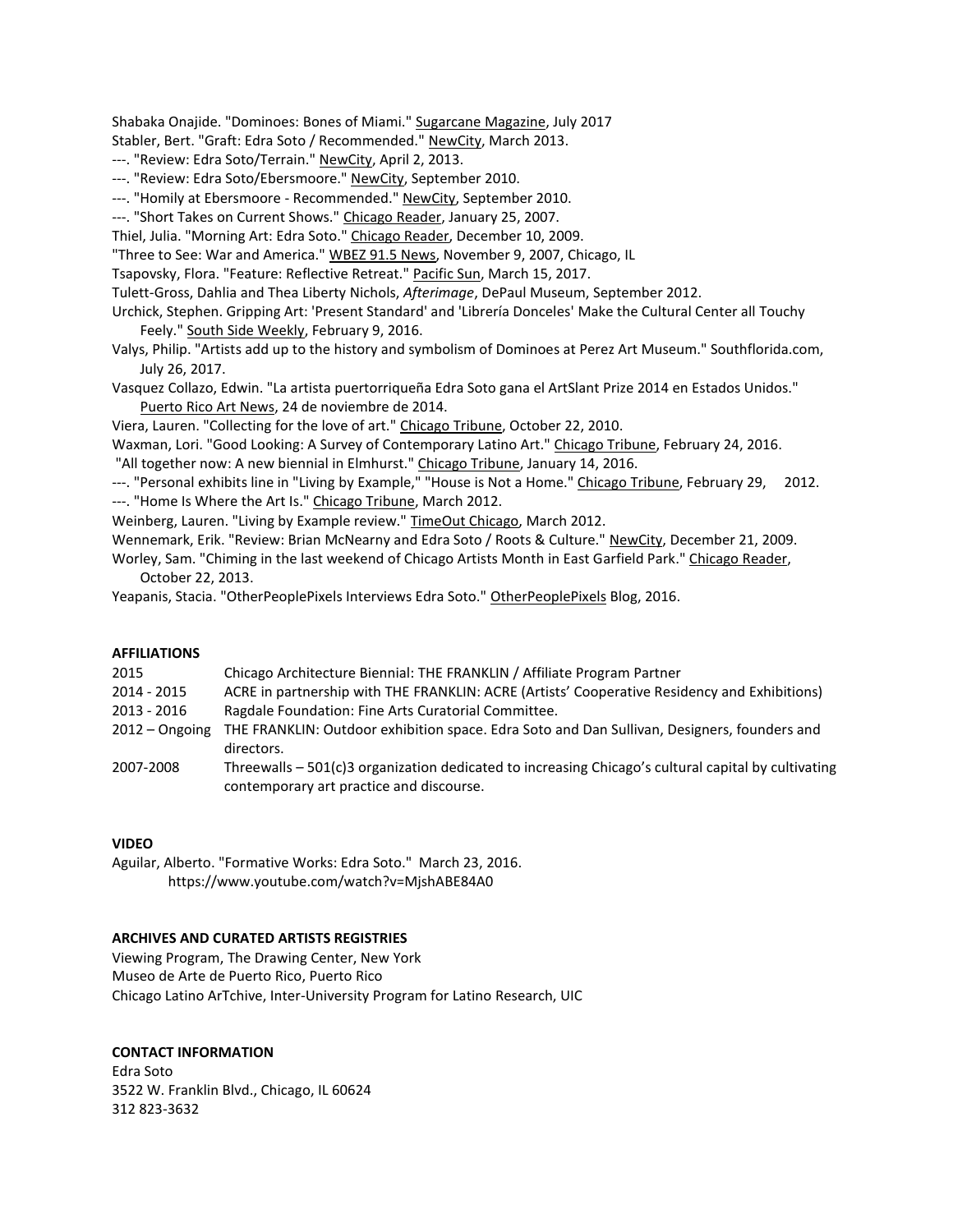Shabaka Onajide. "Dominoes: Bones of Miami." Sugarcane Magazine, July 2017

Stabler, Bert. "Graft: Edra Soto / Recommended." NewCity, March 2013.

---. "Review: Edra Soto/Terrain." NewCity, April 2, 2013.

---. "Review: Edra Soto/Ebersmoore." NewCity, September 2010.

---. "Homily at Ebersmoore - Recommended." NewCity, September 2010.

---. "Short Takes on Current Shows." Chicago Reader, January 25, 2007.

Thiel, Julia. "Morning Art: Edra Soto." Chicago Reader, December 10, 2009.

"Three to See: War and America." WBEZ 91.5 News, November 9, 2007, Chicago, IL

Tsapovsky, Flora. "Feature: Reflective Retreat." Pacific Sun, March 15, 2017.

Tulett-Gross, Dahlia and Thea Liberty Nichols, *Afterimage*, DePaul Museum, September 2012.

Urchick, Stephen. Gripping Art: 'Present Standard' and 'Librería Donceles' Make the Cultural Center all Touchy Feely." South Side Weekly, February 9, 2016.

Valys, Philip. "Artists add up to the history and symbolism of Dominoes at Perez Art Museum." Southflorida.com, July 26, 2017.

Vasquez Collazo, Edwin. "La artista puertorriqueña Edra Soto gana el ArtSlant Prize 2014 en Estados Unidos." Puerto Rico Art News, 24 de noviembre de 2014.

Viera, Lauren. "Collecting for the love of art." Chicago Tribune, October 22, 2010.

Waxman, Lori. "Good Looking: A Survey of Contemporary Latino Art." Chicago Tribune, February 24, 2016.

"All together now: A new biennial in Elmhurst." Chicago Tribune, January 14, 2016.

---. "Personal exhibits line in "Living by Example," "House is Not a Home." Chicago Tribune, February 29, 2012.

---. "Home Is Where the Art Is." Chicago Tribune, March 2012.

Weinberg, Lauren. "Living by Example review." TimeOut Chicago, March 2012.

Wennemark, Erik. "Review: Brian McNearny and Edra Soto / Roots & Culture." NewCity, December 21, 2009.

Worley, Sam. "Chiming in the last weekend of Chicago Artists Month in East Garfield Park." Chicago Reader, October 22, 2013.

Yeapanis, Stacia. "OtherPeoplePixels Interviews Edra Soto." OtherPeoplePixels Blog, 2016.

**AFFILIATIONS**

| | |
|---|---|
| 2015 | Chicago Architecture Biennial: THE FRANKLIN / Affiliate Program Partner |
| 2014 - 2015 | ACRE in partnership with THE FRANKLIN: ACRE (Artists' Cooperative Residency and Exhibitions) |
| 2013 - 2016 | Ragdale Foundation: Fine Arts Curatorial Committee. |
| 2012 – Ongoing | THE FRANKLIN: Outdoor exhibition space. Edra Soto and Dan Sullivan, Designers, founders and directors. |
| 2007-2008 | Threewalls – 501(c)3 organization dedicated to increasing Chicago's cultural capital by cultivating contemporary art practice and discourse. |

**VIDEO**

Aguilar, Alberto. "Formative Works: Edra Soto." March 23, 2016.
https://www.youtube.com/watch?v=MjshABE84A0

**ARCHIVES AND CURATED ARTISTS REGISTRIES**

Viewing Program, The Drawing Center, New York

Museo de Arte de Puerto Rico, Puerto Rico

Chicago Latino ArTchive, Inter-University Program for Latino Research, UIC

**CONTACT INFORMATION**

Edra Soto

3522 W. Franklin Blvd., Chicago, IL 60624

312 823-3632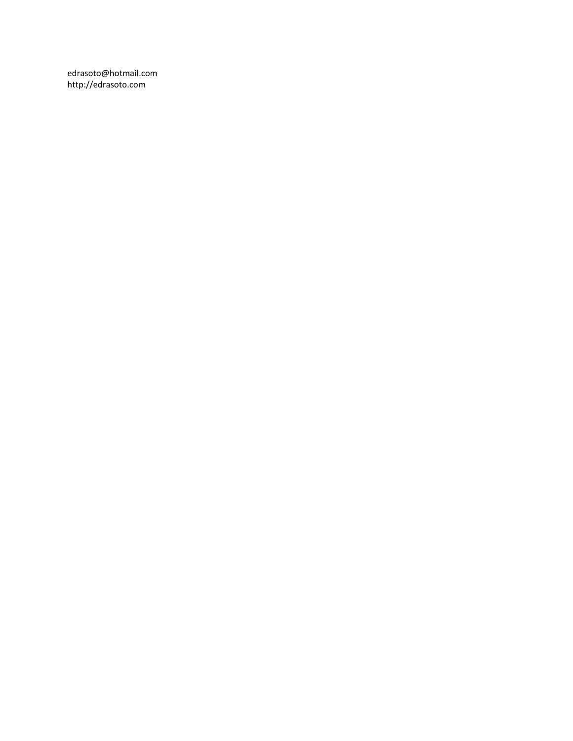edrasoto@hotmail.com
http://edrasoto.com